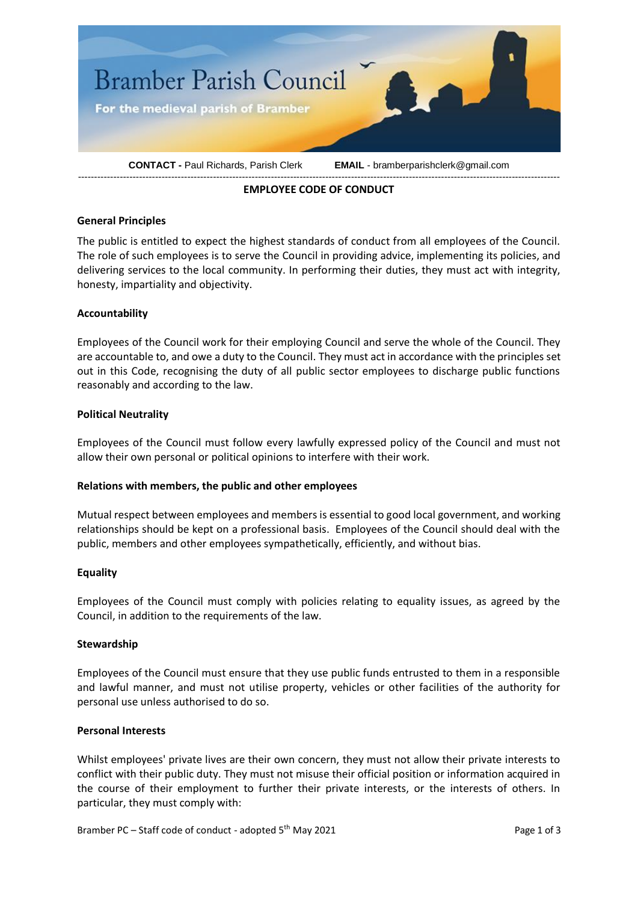# Bramber Parish Council

For the medieval parish of Bramber

**CONTACT -** Paul Richards, Parish Clerk **EMAIL** - bramberparishclerk@gmail.com

---

## EMPLOYEE CODE OF CONDUCT

### General Principles

The public is entitled to expect the highest standards of conduct from all employees of the Council. The role of such employees is to serve the Council in providing advice, implementing its policies, and delivering services to the local community. In performing their duties, they must act with integrity, honesty, impartiality and objectivity.

### Accountability

Employees of the Council work for their employing Council and serve the whole of the Council. They are accountable to, and owe a duty to the Council. They must act in accordance with the principles set out in this Code, recognising the duty of all public sector employees to discharge public functions reasonably and according to the law.

### Political Neutrality

Employees of the Council must follow every lawfully expressed policy of the Council and must not allow their own personal or political opinions to interfere with their work.

### Relations with members, the public and other employees

Mutual respect between employees and members is essential to good local government, and working relationships should be kept on a professional basis. Employees of the Council should deal with the public, members and other employees sympathetically, efficiently, and without bias.

### Equality

Employees of the Council must comply with policies relating to equality issues, as agreed by the Council, in addition to the requirements of the law.

### Stewardship

Employees of the Council must ensure that they use public funds entrusted to them in a responsible and lawful manner, and must not utilise property, vehicles or other facilities of the authority for personal use unless authorised to do so.

### Personal Interests

Whilst employees' private lives are their own concern, they must not allow their private interests to conflict with their public duty. They must not misuse their official position or information acquired in the course of their employment to further their private interests, or the interests of others. In particular, they must comply with: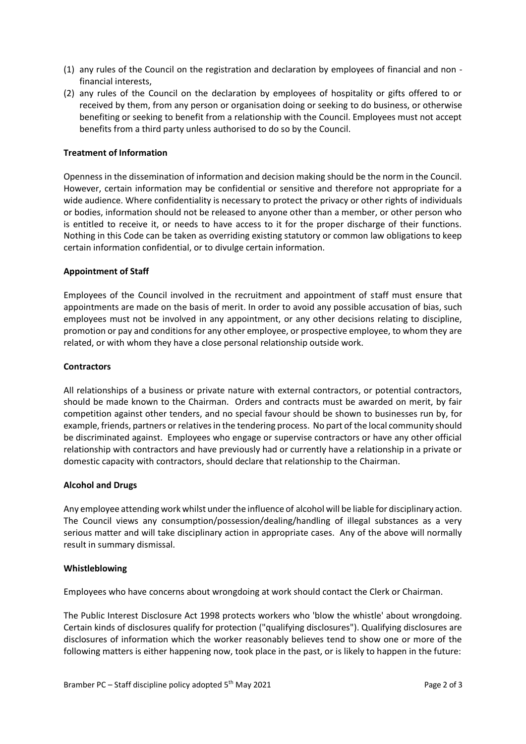(1) any rules of the Council on the registration and declaration by employees of financial and non - financial interests,
(2) any rules of the Council on the declaration by employees of hospitality or gifts offered to or received by them, from any person or organisation doing or seeking to do business, or otherwise benefiting or seeking to benefit from a relationship with the Council. Employees must not accept benefits from a third party unless authorised to do so by the Council.

**Treatment of Information**

Openness in the dissemination of information and decision making should be the norm in the Council. However, certain information may be confidential or sensitive and therefore not appropriate for a wide audience. Where confidentiality is necessary to protect the privacy or other rights of individuals or bodies, information should not be released to anyone other than a member, or other person who is entitled to receive it, or needs to have access to it for the proper discharge of their functions. Nothing in this Code can be taken as overriding existing statutory or common law obligations to keep certain information confidential, or to divulge certain information.

**Appointment of Staff**

Employees of the Council involved in the recruitment and appointment of staff must ensure that appointments are made on the basis of merit. In order to avoid any possible accusation of bias, such employees must not be involved in any appointment, or any other decisions relating to discipline, promotion or pay and conditions for any other employee, or prospective employee, to whom they are related, or with whom they have a close personal relationship outside work.

**Contractors**

All relationships of a business or private nature with external contractors, or potential contractors, should be made known to the Chairman. Orders and contracts must be awarded on merit, by fair competition against other tenders, and no special favour should be shown to businesses run by, for example, friends, partners or relatives in the tendering process. No part of the local community should be discriminated against. Employees who engage or supervise contractors or have any other official relationship with contractors and have previously had or currently have a relationship in a private or domestic capacity with contractors, should declare that relationship to the Chairman.

**Alcohol and Drugs**

Any employee attending work whilst under the influence of alcohol will be liable for disciplinary action. The Council views any consumption/possession/dealing/handling of illegal substances as a very serious matter and will take disciplinary action in appropriate cases. Any of the above will normally result in summary dismissal.

**Whistleblowing**

Employees who have concerns about wrongdoing at work should contact the Clerk or Chairman.

The Public Interest Disclosure Act 1998 protects workers who 'blow the whistle' about wrongdoing. Certain kinds of disclosures qualify for protection ("qualifying disclosures"). Qualifying disclosures are disclosures of information which the worker reasonably believes tend to show one or more of the following matters is either happening now, took place in the past, or is likely to happen in the future: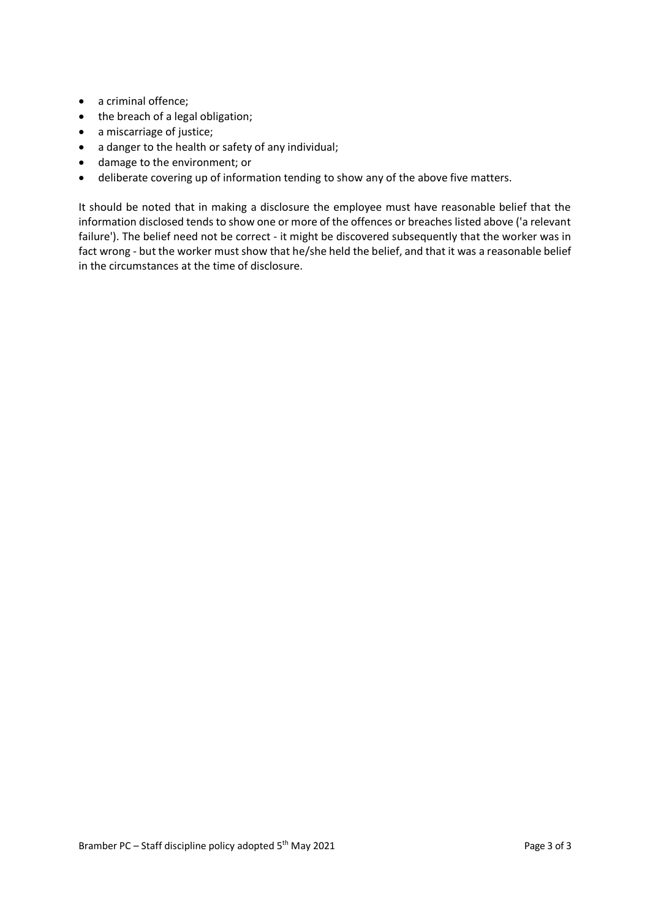- a criminal offence;
- the breach of a legal obligation;
- a miscarriage of justice;
- a danger to the health or safety of any individual;
- damage to the environment; or
- deliberate covering up of information tending to show any of the above five matters.

It should be noted that in making a disclosure the employee must have reasonable belief that the information disclosed tends to show one or more of the offences or breaches listed above ('a relevant failure'). The belief need not be correct - it might be discovered subsequently that the worker was in fact wrong - but the worker must show that he/she held the belief, and that it was a reasonable belief in the circumstances at the time of disclosure.